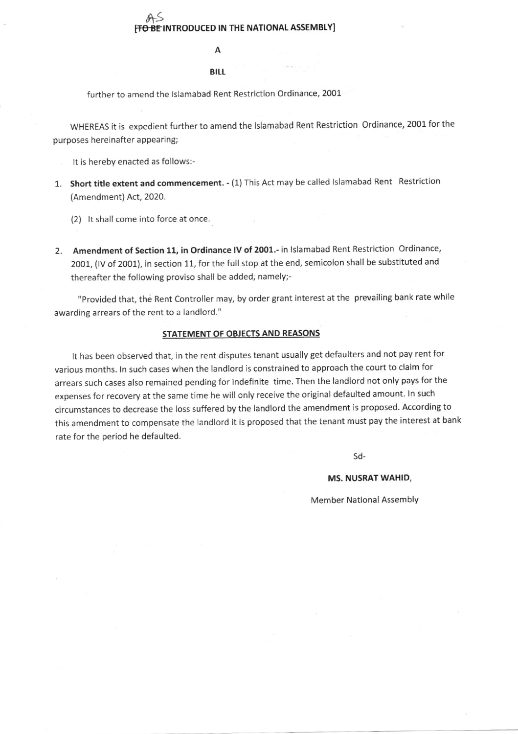AS

[~~TO BE~~ INTRODUCED IN THE NATIONAL ASSEMBLY]

A

**BILL**

further to amend the Islamabad Rent Restriction Ordinance, 2001

WHEREAS it is expedient further to amend the Islamabad Rent Restriction Ordinance, 2001 for the purposes hereinafter appearing;

It is hereby enacted as follows:-

1. **Short title extent and commencement.** - (1) This Act may be called Islamabad Rent Restriction (Amendment) Act, 2020.

   (2) It shall come into force at once.

2. **Amendment of Section 11, in Ordinance IV of 2001.**- in Islamabad Rent Restriction Ordinance, 2001, (IV of 2001), in section 11, for the full stop at the end, semicolon shall be substituted and thereafter the following proviso shall be added, namely;-

"Provided that, the Rent Controller may, by order grant interest at the prevailing bank rate while awarding arrears of the rent to a landlord."

**STATEMENT OF OBJECTS AND REASONS**

It has been observed that, in the rent disputes tenant usually get defaulters and not pay rent for various months. In such cases when the landlord is constrained to approach the court to claim for arrears such cases also remained pending for indefinite time. Then the landlord not only pays for the expenses for recovery at the same time he will only receive the original defaulted amount. In such circumstances to decrease the loss suffered by the landlord the amendment is proposed. According to this amendment to compensate the landlord it is proposed that the tenant must pay the interest at bank rate for the period he defaulted.

Sd-

**MS. NUSRAT WAHID,**

Member National Assembly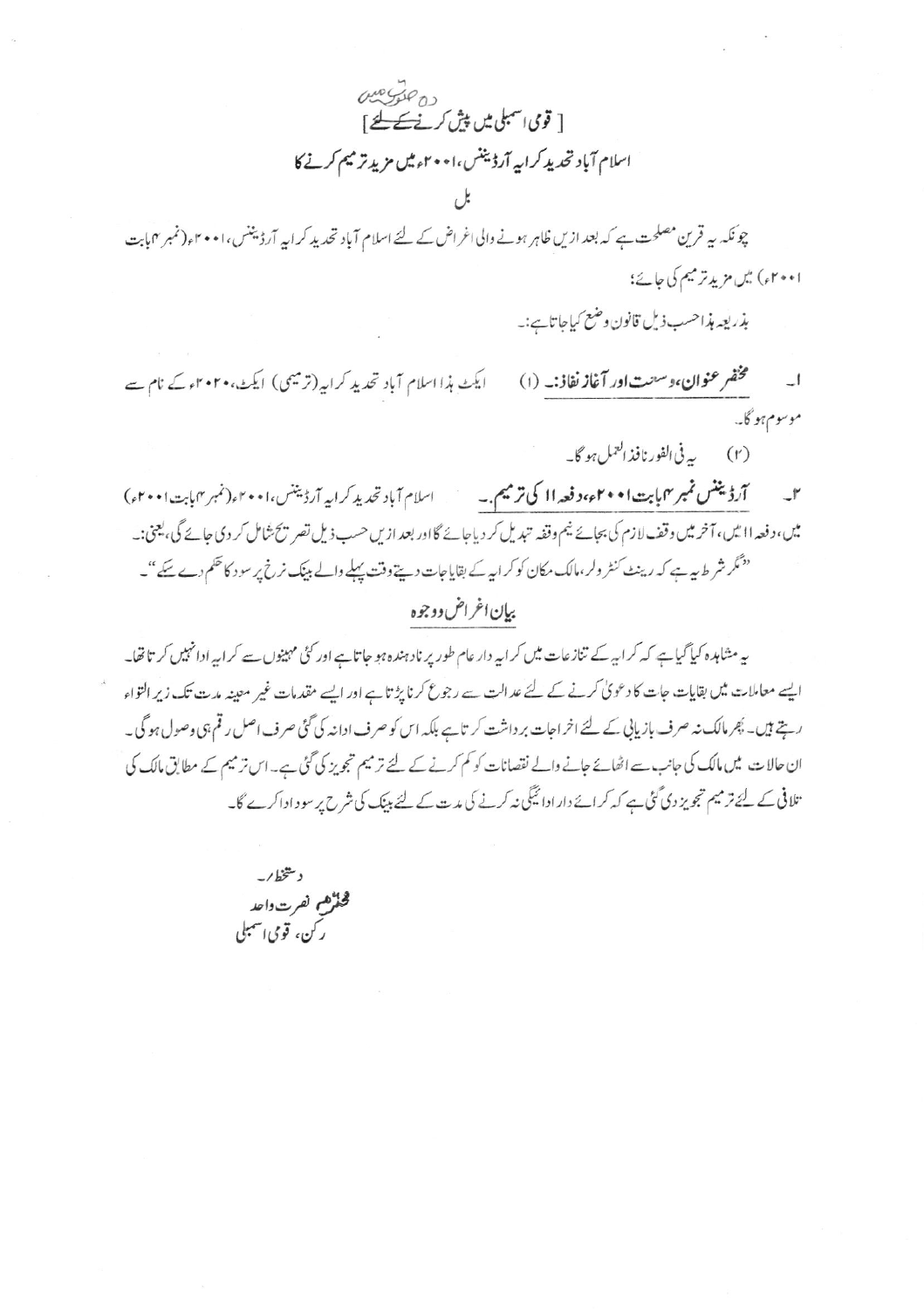دہ صفحوں میں

[ قومی اسمبلی میں پیش کرنے کے لئے ]

## اسلام آباد تحدید کرایہ آرڈیننس، ۲۰۰۱ء میں مزید ترمیم کرنے کا

## بل

چونکہ یہ قرین مصلحت ہے کہ بعد ازیں ظاہر ہونے والی اغراض کے لئے اسلام آباد تحدید کرایہ آرڈیننس، ۲۰۰۱ء (نمبر ۴ بابت ۲۰۰۱ء) میں مزید ترمیم کی جائے؛

بذریعہ ہذا حسب ذیل قانون وضع کیا جاتا ہے:-

۱۔ **مختصر عنوان، وسعت اور آغاز نفاذ:-** (۱) ایکٹ ہذا اسلام آباد تحدید کرایہ (ترمیمی) ایکٹ، ۲۰۲۰ء کے نام سے موسوم ہوگا۔

(۲) یہ فی الفور نافذ العمل ہوگا۔

۲۔ **آرڈیننس نمبر ۴ بابت ۲۰۰۱ء، دفعہ ۱۱ کی ترمیم:-** اسلام آباد تحدید کرایہ آرڈیننس، ۲۰۰۱ء (نمبر ۴ بابت ۲۰۰۱ء) میں، دفعہ ۱۱ میں، آخر میں وقف لازم کی بجائے نیم وقفہ تبدیل کر دیا جائے گا اور بعد ازیں حسب ذیل تصریح شامل کر دی جائے گی، یعنی:-

"مگر شرط یہ ہے کہ رینٹ کنٹرولر، مالک مکان کو کرایہ کے بقایاجات دیتے وقت پہلے والے بینک نرخ پر سود کا حکم دے سکے"۔

## بیان اغراض ووجوہ

یہ مشاہدہ کیا گیا ہے کہ کرایہ کے تنازعات میں کرایہ دار عام طور پر نادہندہ ہو جاتا ہے اور کئی مہینوں سے کرایہ ادا نہیں کرتا تھا۔ ایسے معاملات میں بقایاجات کا دعویٰ کرنے کے لئے عدالت سے رجوع کرنا پڑتا ہے اور ایسے مقدمات غیر معینہ مدت تک زیر التواء رہتے ہیں۔ پھر مالک نہ صرف بازیابی کے لئے اخراجات برداشت کرتا ہے بلکہ اس کو صرف ادا نہ کی گئی صرف اصل رقم ہی وصول ہوگی۔ ان حالات میں مالک کی جانب سے اٹھائے جانے والے نقصانات کو کم کرنے کے لئے ترمیم تجویز کی گئی ہے۔ اس ترمیم کے مطابق مالک کی تلافی کے لئے ترمیم تجویز دی گئی ہے کہ کرائے دار ادائیگی نہ کرنے کی مدت کے لئے بینک کی شرح پر سود ادا کرے گا۔

دستخط/-

محترمہ نصرت واحد

رکن، قومی اسمبلی